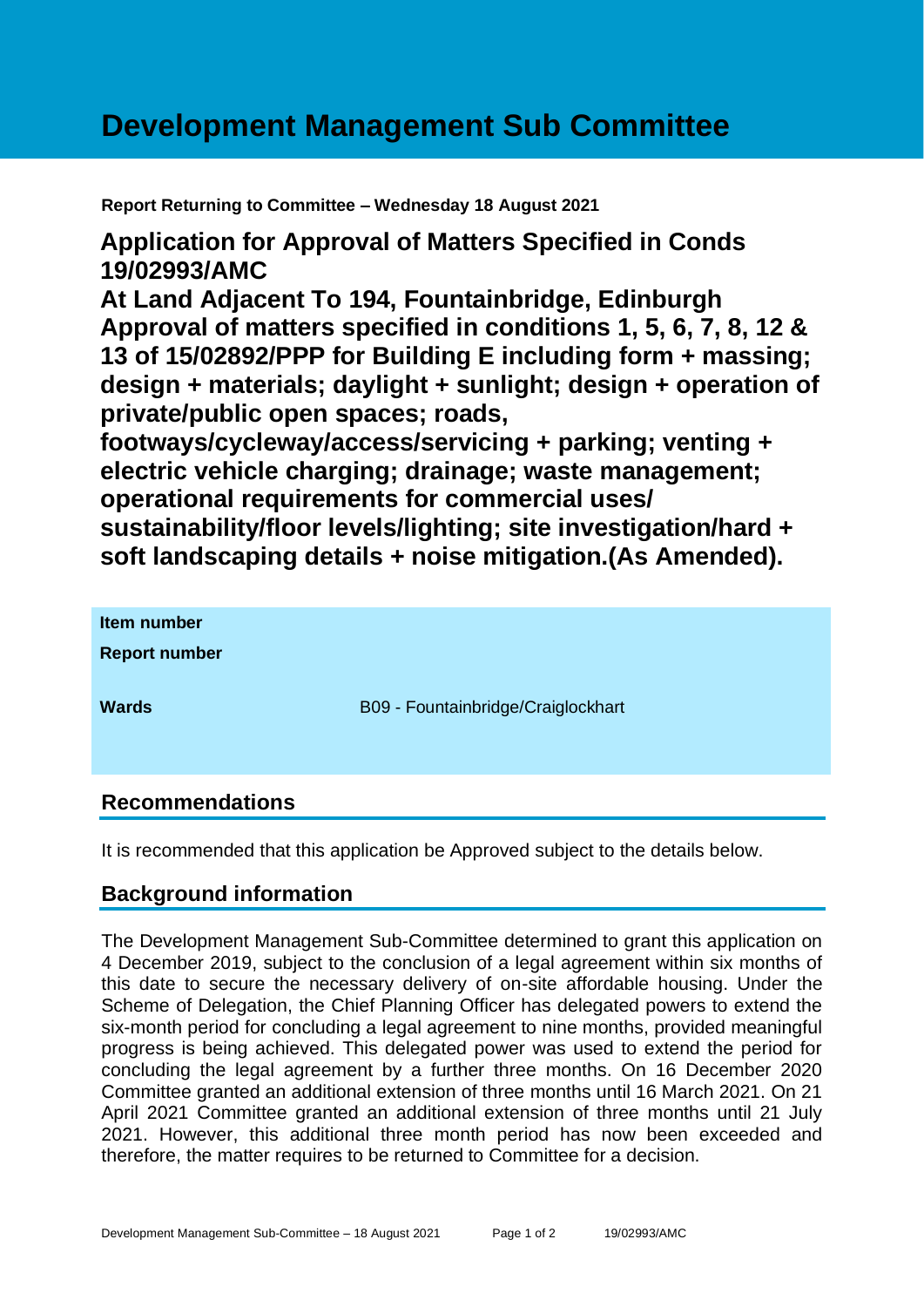# Development Management Sub Committee

**Report Returning to Committee – Wednesday 18 August 2021**

## Application for Approval of Matters Specified in Conds 19/02993/AMC
## At Land Adjacent To 194, Fountainbridge, Edinburgh
## Approval of matters specified in conditions 1, 5, 6, 7, 8, 12 & 13 of 15/02892/PPP for Building E including form + massing; design + materials; daylight + sunlight; design + operation of private/public open spaces; roads, footways/cycleway/access/servicing + parking; venting + electric vehicle charging; drainage; waste management; operational requirements for commercial uses/ sustainability/floor levels/lighting; site investigation/hard + soft landscaping details + noise mitigation.(As Amended).

| | |
|---|---|
| **Item number** | |
| **Report number** | |
| **Wards** | B09 - Fountainbridge/Craiglockhart |

## Recommendations

It is recommended that this application be Approved subject to the details below.

## Background information

The Development Management Sub-Committee determined to grant this application on 4 December 2019, subject to the conclusion of a legal agreement within six months of this date to secure the necessary delivery of on-site affordable housing. Under the Scheme of Delegation, the Chief Planning Officer has delegated powers to extend the six-month period for concluding a legal agreement to nine months, provided meaningful progress is being achieved. This delegated power was used to extend the period for concluding the legal agreement by a further three months. On 16 December 2020 Committee granted an additional extension of three months until 16 March 2021. On 21 April 2021 Committee granted an additional extension of three months until 21 July 2021. However, this additional three month period has now been exceeded and therefore, the matter requires to be returned to Committee for a decision.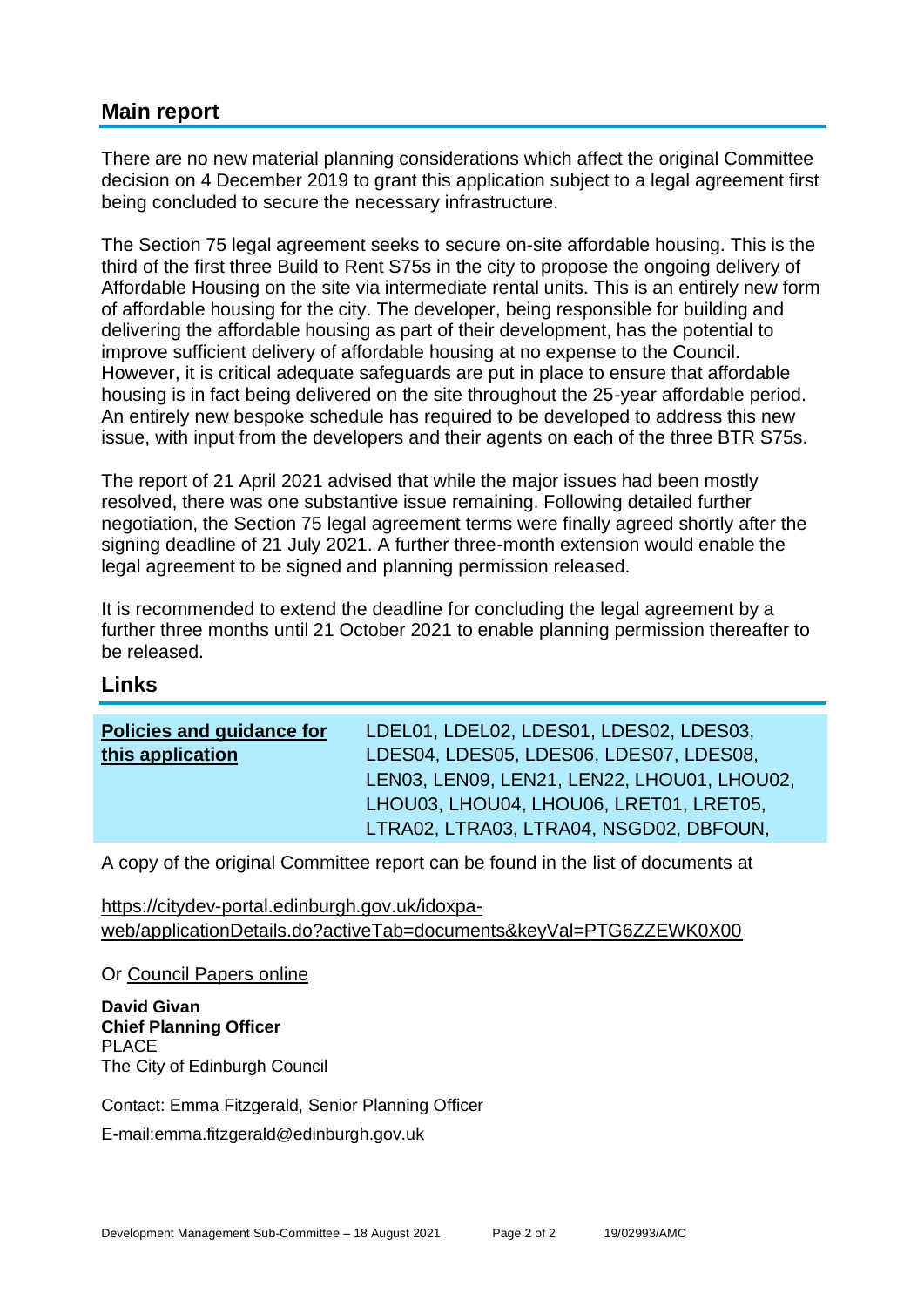## Main report

There are no new material planning considerations which affect the original Committee decision on 4 December 2019 to grant this application subject to a legal agreement first being concluded to secure the necessary infrastructure.

The Section 75 legal agreement seeks to secure on-site affordable housing. This is the third of the first three Build to Rent S75s in the city to propose the ongoing delivery of Affordable Housing on the site via intermediate rental units. This is an entirely new form of affordable housing for the city. The developer, being responsible for building and delivering the affordable housing as part of their development, has the potential to improve sufficient delivery of affordable housing at no expense to the Council. However, it is critical adequate safeguards are put in place to ensure that affordable housing is in fact being delivered on the site throughout the 25-year affordable period. An entirely new bespoke schedule has required to be developed to address this new issue, with input from the developers and their agents on each of the three BTR S75s.

The report of 21 April 2021 advised that while the major issues had been mostly resolved, there was one substantive issue remaining. Following detailed further negotiation, the Section 75 legal agreement terms were finally agreed shortly after the signing deadline of 21 July 2021. A further three-month extension would enable the legal agreement to be signed and planning permission released.

It is recommended to extend the deadline for concluding the legal agreement by a further three months until 21 October 2021 to enable planning permission thereafter to be released.

## Links

| | |
|---|---|
| **Policies and guidance for this application** | LDEL01, LDEL02, LDES01, LDES02, LDES03, LDES04, LDES05, LDES06, LDES07, LDES08, LEN03, LEN09, LEN21, LEN22, LHOU01, LHOU02, LHOU03, LHOU04, LHOU06, LRET01, LRET05, LTRA02, LTRA03, LTRA04, NSGD02, DBFOUN, |

A copy of the original Committee report can be found in the list of documents at

https://citydev-portal.edinburgh.gov.uk/idoxpa-web/applicationDetails.do?activeTab=documents&keyVal=PTG6ZZEWK0X00

Or Council Papers online

**David Givan**
**Chief Planning Officer**
PLACE
The City of Edinburgh Council

Contact: Emma Fitzgerald, Senior Planning Officer

E-mail:emma.fitzgerald@edinburgh.gov.uk